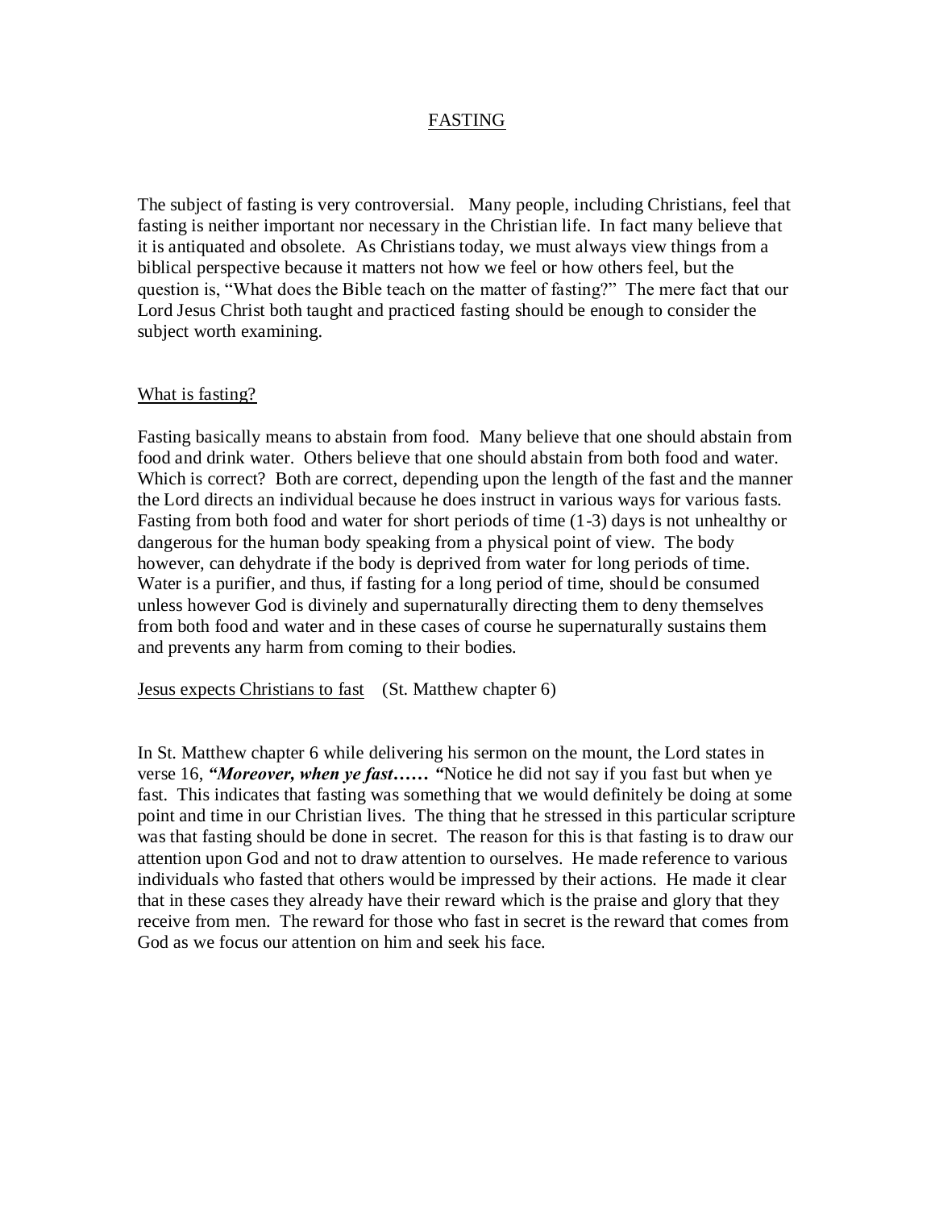# FASTING

The subject of fasting is very controversial. Many people, including Christians, feel that fasting is neither important nor necessary in the Christian life. In fact many believe that it is antiquated and obsolete. As Christians today, we must always view things from a biblical perspective because it matters not how we feel or how others feel, but the question is, "What does the Bible teach on the matter of fasting?" The mere fact that our Lord Jesus Christ both taught and practiced fasting should be enough to consider the subject worth examining.

## What is fasting?

Fasting basically means to abstain from food. Many believe that one should abstain from food and drink water. Others believe that one should abstain from both food and water. Which is correct? Both are correct, depending upon the length of the fast and the manner the Lord directs an individual because he does instruct in various ways for various fasts. Fasting from both food and water for short periods of time (1-3) days is not unhealthy or dangerous for the human body speaking from a physical point of view. The body however, can dehydrate if the body is deprived from water for long periods of time. Water is a purifier, and thus, if fasting for a long period of time, should be consumed unless however God is divinely and supernaturally directing them to deny themselves from both food and water and in these cases of course he supernaturally sustains them and prevents any harm from coming to their bodies.

## Jesus expects Christians to fast (St. Matthew chapter 6)

In St. Matthew chapter 6 while delivering his sermon on the mount, the Lord states in verse 16, ***"Moreover, when ye fast…… "***Notice he did not say if you fast but when ye fast. This indicates that fasting was something that we would definitely be doing at some point and time in our Christian lives. The thing that he stressed in this particular scripture was that fasting should be done in secret. The reason for this is that fasting is to draw our attention upon God and not to draw attention to ourselves. He made reference to various individuals who fasted that others would be impressed by their actions. He made it clear that in these cases they already have their reward which is the praise and glory that they receive from men. The reward for those who fast in secret is the reward that comes from God as we focus our attention on him and seek his face.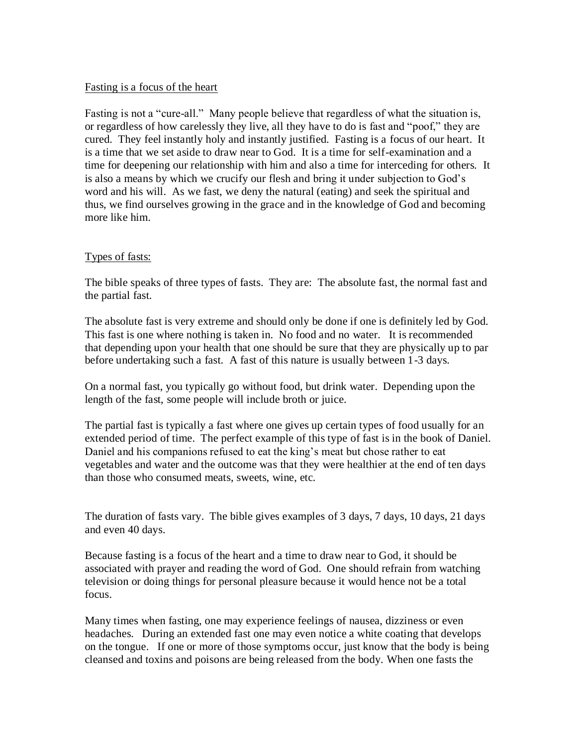Fasting is a focus of the heart

Fasting is not a "cure-all." Many people believe that regardless of what the situation is, or regardless of how carelessly they live, all they have to do is fast and "poof," they are cured. They feel instantly holy and instantly justified. Fasting is a focus of our heart. It is a time that we set aside to draw near to God. It is a time for self-examination and a time for deepening our relationship with him and also a time for interceding for others. It is also a means by which we crucify our flesh and bring it under subjection to God's word and his will. As we fast, we deny the natural (eating) and seek the spiritual and thus, we find ourselves growing in the grace and in the knowledge of God and becoming more like him.

Types of fasts:

The bible speaks of three types of fasts. They are: The absolute fast, the normal fast and the partial fast.

The absolute fast is very extreme and should only be done if one is definitely led by God. This fast is one where nothing is taken in. No food and no water. It is recommended that depending upon your health that one should be sure that they are physically up to par before undertaking such a fast. A fast of this nature is usually between 1-3 days.

On a normal fast, you typically go without food, but drink water. Depending upon the length of the fast, some people will include broth or juice.

The partial fast is typically a fast where one gives up certain types of food usually for an extended period of time. The perfect example of this type of fast is in the book of Daniel. Daniel and his companions refused to eat the king's meat but chose rather to eat vegetables and water and the outcome was that they were healthier at the end of ten days than those who consumed meats, sweets, wine, etc.

The duration of fasts vary. The bible gives examples of 3 days, 7 days, 10 days, 21 days and even 40 days.

Because fasting is a focus of the heart and a time to draw near to God, it should be associated with prayer and reading the word of God. One should refrain from watching television or doing things for personal pleasure because it would hence not be a total focus.

Many times when fasting, one may experience feelings of nausea, dizziness or even headaches. During an extended fast one may even notice a white coating that develops on the tongue. If one or more of those symptoms occur, just know that the body is being cleansed and toxins and poisons are being released from the body. When one fasts the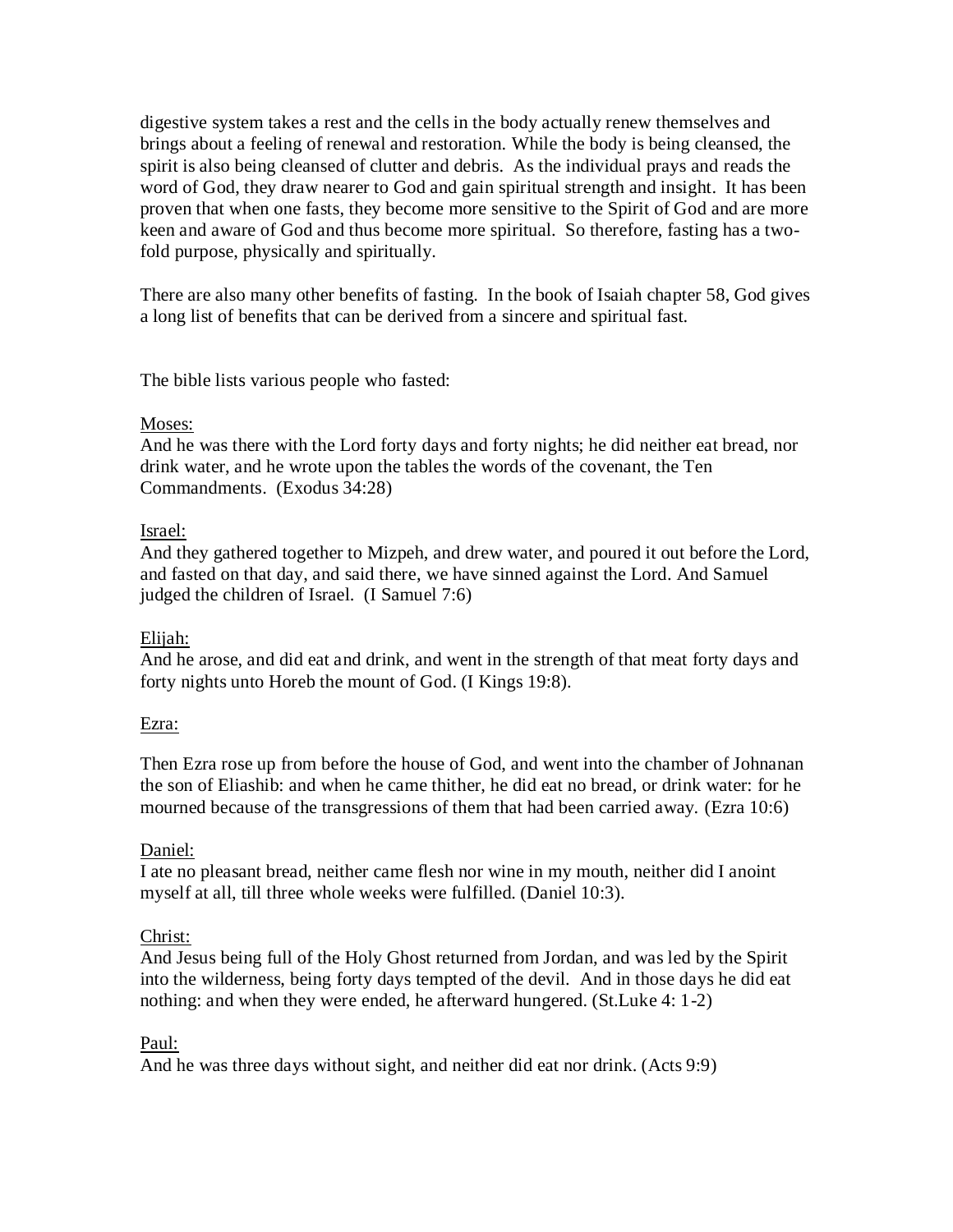digestive system takes a rest and the cells in the body actually renew themselves and brings about a feeling of renewal and restoration. While the body is being cleansed, the spirit is also being cleansed of clutter and debris. As the individual prays and reads the word of God, they draw nearer to God and gain spiritual strength and insight. It has been proven that when one fasts, they become more sensitive to the Spirit of God and are more keen and aware of God and thus become more spiritual. So therefore, fasting has a two-fold purpose, physically and spiritually.

There are also many other benefits of fasting. In the book of Isaiah chapter 58, God gives a long list of benefits that can be derived from a sincere and spiritual fast.

The bible lists various people who fasted:

<u>Moses:</u>
And he was there with the Lord forty days and forty nights; he did neither eat bread, nor drink water, and he wrote upon the tables the words of the covenant, the Ten Commandments. (Exodus 34:28)

<u>Israel:</u>
And they gathered together to Mizpeh, and drew water, and poured it out before the Lord, and fasted on that day, and said there, we have sinned against the Lord. And Samuel judged the children of Israel. (I Samuel 7:6)

<u>Elijah:</u>
And he arose, and did eat and drink, and went in the strength of that meat forty days and forty nights unto Horeb the mount of God. (I Kings 19:8).

<u>Ezra:</u>

Then Ezra rose up from before the house of God, and went into the chamber of Johnanan the son of Eliashib: and when he came thither, he did eat no bread, or drink water: for he mourned because of the transgressions of them that had been carried away. (Ezra 10:6)

<u>Daniel:</u>
I ate no pleasant bread, neither came flesh nor wine in my mouth, neither did I anoint myself at all, till three whole weeks were fulfilled. (Daniel 10:3).

<u>Christ:</u>
And Jesus being full of the Holy Ghost returned from Jordan, and was led by the Spirit into the wilderness, being forty days tempted of the devil. And in those days he did eat nothing: and when they were ended, he afterward hungered. (St.Luke 4: 1-2)

<u>Paul:</u>
And he was three days without sight, and neither did eat nor drink. (Acts 9:9)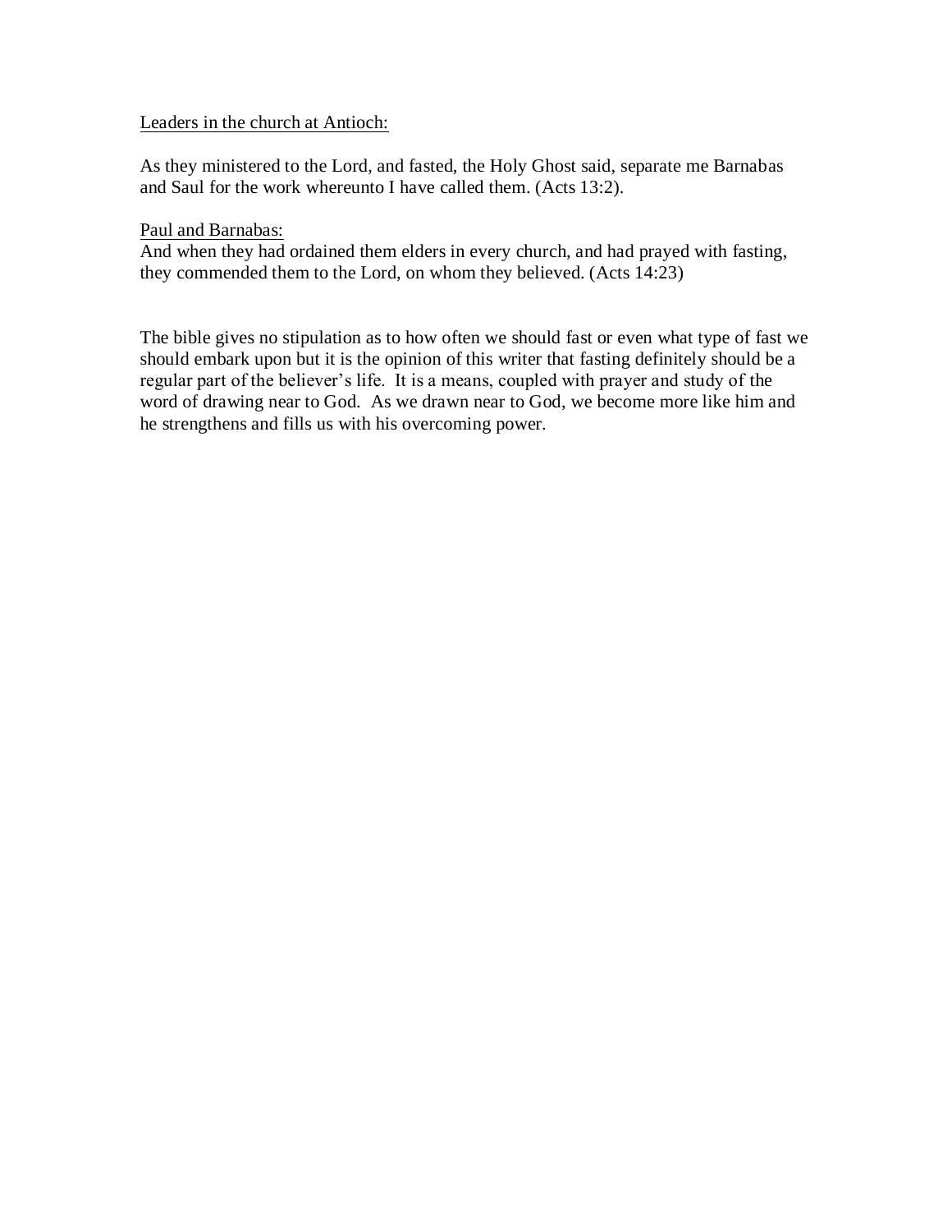<u>Leaders in the church at Antioch:</u>

As they ministered to the Lord, and fasted, the Holy Ghost said, separate me Barnabas and Saul for the work whereunto I have called them. (Acts 13:2).

<u>Paul and Barnabas:</u>
And when they had ordained them elders in every church, and had prayed with fasting, they commended them to the Lord, on whom they believed. (Acts 14:23)

The bible gives no stipulation as to how often we should fast or even what type of fast we should embark upon but it is the opinion of this writer that fasting definitely should be a regular part of the believer's life. It is a means, coupled with prayer and study of the word of drawing near to God. As we drawn near to God, we become more like him and he strengthens and fills us with his overcoming power.